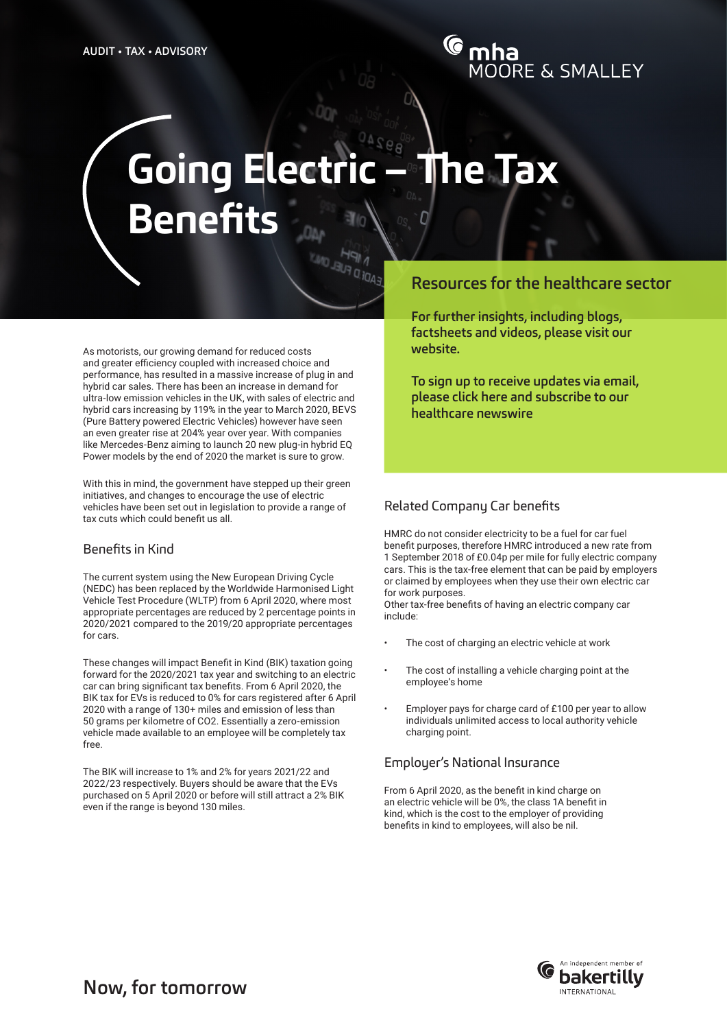AUDIT • TAX • ADVISORY

mha MOORE & SMALLEY

# Going Electric – The Tax Benefits

As motorists, our growing demand for reduced costs and greater efficiency coupled with increased choice and performance, has resulted in a massive increase of plug in and hybrid car sales. There has been an increase in demand for ultra-low emission vehicles in the UK, with sales of electric and hybrid cars increasing by 119% in the year to March 2020, BEVS (Pure Battery powered Electric Vehicles) however have seen an even greater rise at 204% year over year. With companies like Mercedes-Benz aiming to launch 20 new plug-in hybrid EQ Power models by the end of 2020 the market is sure to grow.

With this in mind, the government have stepped up their green initiatives, and changes to encourage the use of electric vehicles have been set out in legislation to provide a range of tax cuts which could benefit us all.

## Benefits in Kind

The current system using the New European Driving Cycle (NEDC) has been replaced by the Worldwide Harmonised Light Vehicle Test Procedure (WLTP) from 6 April 2020, where most appropriate percentages are reduced by 2 percentage points in 2020/2021 compared to the 2019/20 appropriate percentages for cars.

These changes will impact Benefit in Kind (BIK) taxation going forward for the 2020/2021 tax year and switching to an electric car can bring significant tax benefits. From 6 April 2020, the BIK tax for EVs is reduced to 0% for cars registered after 6 April 2020 with a range of 130+ miles and emission of less than 50 grams per kilometre of $CO_2$. Essentially a zero-emission vehicle made available to an employee will be completely tax free.

The BIK will increase to 1% and 2% for years 2021/22 and 2022/23 respectively. Buyers should be aware that the EVs purchased on 5 April 2020 or before will still attract a 2% BIK even if the range is beyond 130 miles.

## Resources for the healthcare sector

**For further insights, including blogs, factsheets and videos, please visit our website.**

**To sign up to receive updates via email, please click here and subscribe to our healthcare newswire**

## Related Company Car benefits

HMRC do not consider electricity to be a fuel for car fuel benefit purposes, therefore HMRC introduced a new rate from 1 September 2018 of £0.04p per mile for fully electric company cars. This is the tax-free element that can be paid by employers or claimed by employees when they use their own electric car for work purposes.
Other tax-free benefits of having an electric company car include:

- The cost of charging an electric vehicle at work
- The cost of installing a vehicle charging point at the employee's home
- Employer pays for charge card of £100 per year to allow individuals unlimited access to local authority vehicle charging point.

## Employer's National Insurance

From 6 April 2020, as the benefit in kind charge on an electric vehicle will be 0%, the class 1A benefit in kind, which is the cost to the employer of providing benefits in kind to employees, will also be nil.

Now, for tomorrow

An independent member of bakertilly INTERNATIONAL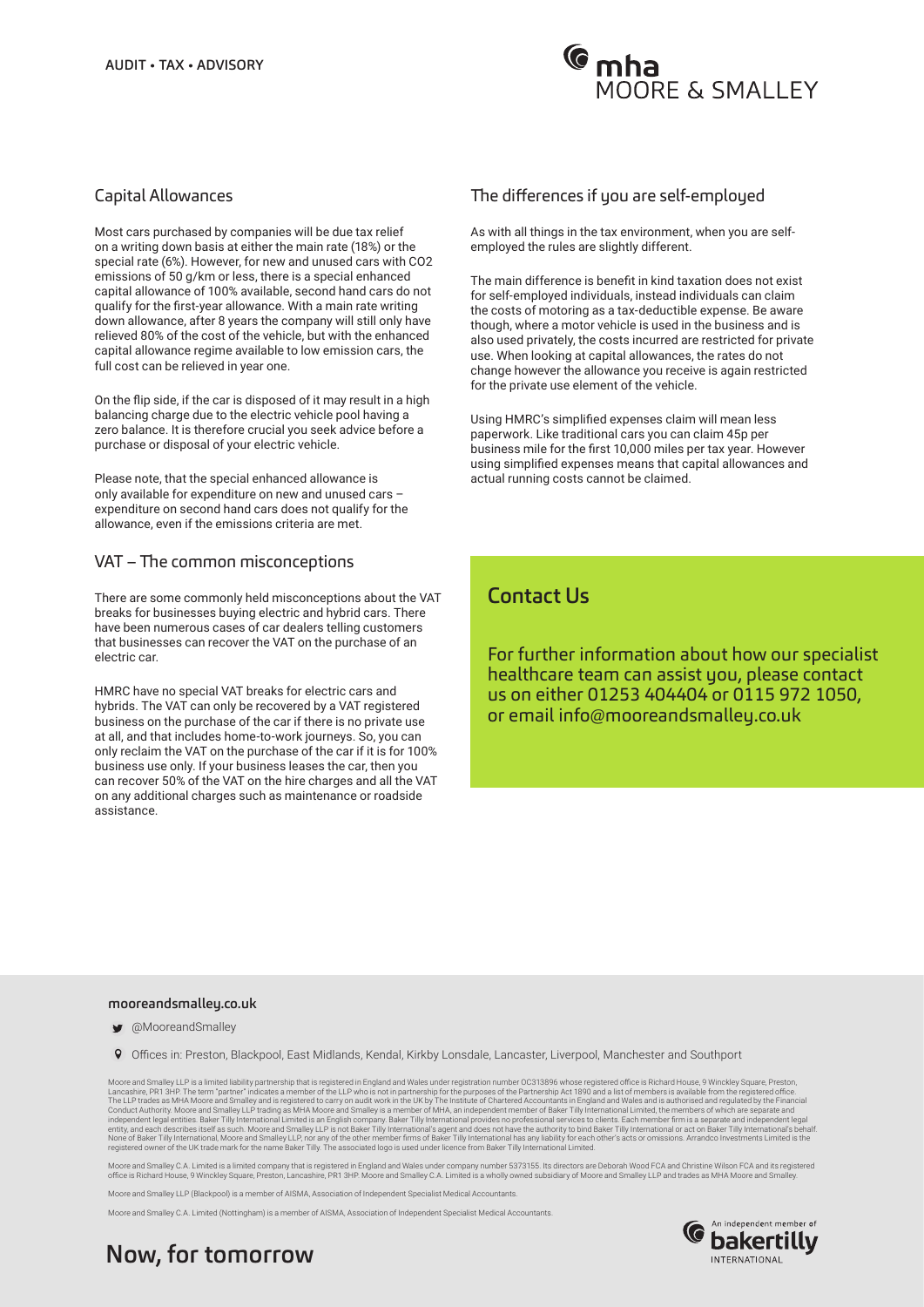AUDIT • TAX • ADVISORY

## Capital Allowances

Most cars purchased by companies will be due tax relief on a writing down basis at either the main rate (18%) or the special rate (6%). However, for new and unused cars with CO2 emissions of 50 g/km or less, there is a special enhanced capital allowance of 100% available, second hand cars do not qualify for the first-year allowance. With a main rate writing down allowance, after 8 years the company will still only have relieved 80% of the cost of the vehicle, but with the enhanced capital allowance regime available to low emission cars, the full cost can be relieved in year one.

On the flip side, if the car is disposed of it may result in a high balancing charge due to the electric vehicle pool having a zero balance. It is therefore crucial you seek advice before a purchase or disposal of your electric vehicle.

Please note, that the special enhanced allowance is only available for expenditure on new and unused cars – expenditure on second hand cars does not qualify for the allowance, even if the emissions criteria are met.

## VAT – The common misconceptions

There are some commonly held misconceptions about the VAT breaks for businesses buying electric and hybrid cars. There have been numerous cases of car dealers telling customers that businesses can recover the VAT on the purchase of an electric car.

HMRC have no special VAT breaks for electric cars and hybrids. The VAT can only be recovered by a VAT registered business on the purchase of the car if there is no private use at all, and that includes home-to-work journeys. So, you can only reclaim the VAT on the purchase of the car if it is for 100% business use only. If your business leases the car, then you can recover 50% of the VAT on the hire charges and all the VAT on any additional charges such as maintenance or roadside assistance.

## The differences if you are self-employed

As with all things in the tax environment, when you are self-employed the rules are slightly different.

The main difference is benefit in kind taxation does not exist for self-employed individuals, instead individuals can claim the costs of motoring as a tax-deductible expense. Be aware though, where a motor vehicle is used in the business and is also used privately, the costs incurred are restricted for private use. When looking at capital allowances, the rates do not change however the allowance you receive is again restricted for the private use element of the vehicle.

Using HMRC's simplified expenses claim will mean less paperwork. Like traditional cars you can claim 45p per business mile for the first 10,000 miles per tax year. However using simplified expenses means that capital allowances and actual running costs cannot be claimed.

## Contact Us

For further information about how our specialist healthcare team can assist you, please contact us on either 01253 404404 or 0115 972 1050, or email info@mooreandsmalley.co.uk

**mooreandsmalley.co.uk**

@MooreandSmalley

Offices in: Preston, Blackpool, East Midlands, Kendal, Kirkby Lonsdale, Lancaster, Liverpool, Manchester and Southport

Moore and Smalley LLP is a limited liability partnership that is registered in England and Wales under registration number OC313896 whose registered office is Richard House, 9 Winckley Square, Preston, Lancashire, PR1 3HP. The term "partner" indicates a member of the LLP who is not in partnership for the purposes of the Partnership Act 1890 and a list of members is available from the registered office. The LLP trades as MHA Moore and Smalley and is registered to carry on audit work in the UK by The Institute of Chartered Accountants in England and Wales and is authorised and regulated by the Financial Conduct Authority. Moore and Smalley LLP trading as MHA Moore and Smalley is a member of MHA, an independent member of Baker Tilly International Limited, the members of which are separate and independent legal entities. Baker Tilly International Limited is an English company. Baker Tilly International provides no professional services to clients. Each member firm is a separate and independent legal entity, and each describes itself as such. Moore and Smalley LLP is not Baker Tilly International's agent and does not have the authority to bind Baker Tilly International or act on Baker Tilly International's behalf. None of Baker Tilly International, Moore and Smalley LLP, nor any of the other member firms of Baker Tilly International has any liability for each other's acts or omissions. Arrandco Investments Limited is the registered owner of the UK trade mark for the name Baker Tilly. The associated logo is used under licence from Baker Tilly International Limited.

Moore and Smalley C.A. Limited is a limited company that is registered in England and Wales under company number 5373155. Its directors are Deborah Wood FCA and Christine Wilson FCA and its registered office is Richard House, 9 Winckley Square, Preston, Lancashire, PR1 3HP. Moore and Smalley C.A. Limited is a wholly owned subsidiary of Moore and Smalley LLP and trades as MHA Moore and Smalley.

Moore and Smalley LLP (Blackpool) is a member of AISMA, Association of Independent Specialist Medical Accountants.

Moore and Smalley C.A. Limited (Nottingham) is a member of AISMA, Association of Independent Specialist Medical Accountants.

An independent member of bakertilly INTERNATIONAL

**Now, for tomorrow**